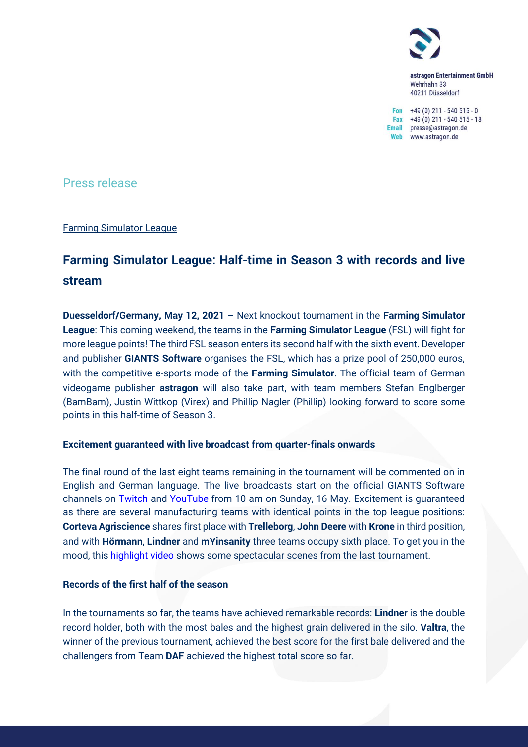astragon Entertainment GmbH
Wehrhahn 33
40211 Düsseldorf

Fon +49 (0) 211 - 540 515 - 0
Fax +49 (0) 211 - 540 515 - 18
Email presse@astragon.de
Web www.astragon.de

Press release

Farming Simulator League

## Farming Simulator League: Half-time in Season 3 with records and live stream

**Duesseldorf/Germany, May 12, 2021 –** Next knockout tournament in the **Farming Simulator League**: This coming weekend, the teams in the **Farming Simulator League** (FSL) will fight for more league points! The third FSL season enters its second half with the sixth event. Developer and publisher **GIANTS Software** organises the FSL, which has a prize pool of 250,000 euros, with the competitive e-sports mode of the **Farming Simulator**. The official team of German videogame publisher **astragon** will also take part, with team members Stefan Englberger (BamBam), Justin Wittkop (Virex) and Phillip Nagler (Phillip) looking forward to score some points in this half-time of Season 3.

### Excitement guaranteed with live broadcast from quarter-finals onwards

The final round of the last eight teams remaining in the tournament will be commented on in English and German language. The live broadcasts start on the official GIANTS Software channels on Twitch and YouTube from 10 am on Sunday, 16 May. Excitement is guaranteed as there are several manufacturing teams with identical points in the top league positions: **Corteva Agriscience** shares first place with **Trelleborg**, **John Deere** with **Krone** in third position, and with **Hörmann**, **Lindner** and **mYinsanity** three teams occupy sixth place. To get you in the mood, this highlight video shows some spectacular scenes from the last tournament.

### Records of the first half of the season

In the tournaments so far, the teams have achieved remarkable records: **Lindner** is the double record holder, both with the most bales and the highest grain delivered in the silo. **Valtra**, the winner of the previous tournament, achieved the best score for the first bale delivered and the challengers from Team **DAF** achieved the highest total score so far.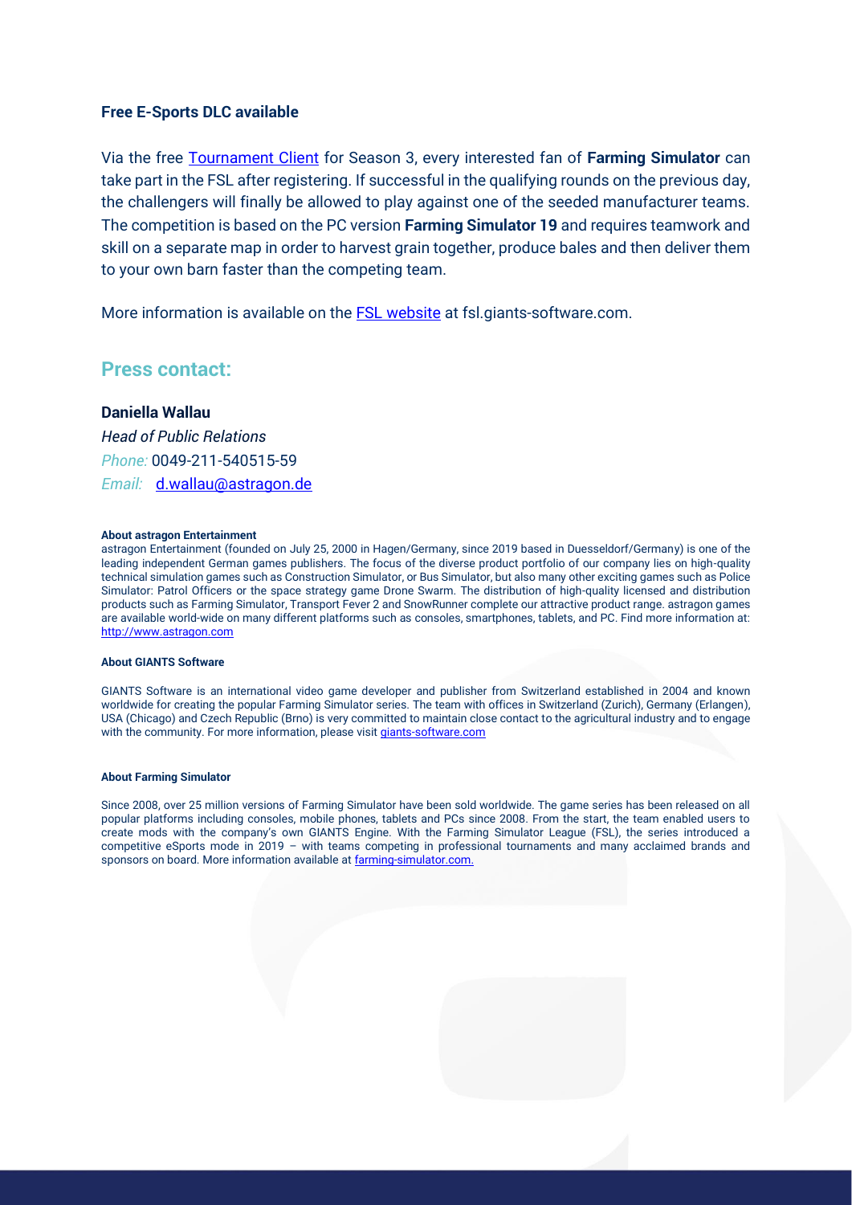**Free E-Sports DLC available**

Via the free [Tournament Client](#) for Season 3, every interested fan of **Farming Simulator** can take part in the FSL after registering. If successful in the qualifying rounds on the previous day, the challengers will finally be allowed to play against one of the seeded manufacturer teams. The competition is based on the PC version **Farming Simulator 19** and requires teamwork and skill on a separate map in order to harvest grain together, produce bales and then deliver them to your own barn faster than the competing team.

More information is available on the [FSL website](#) at fsl.giants-software.com.

## Press contact:

**Daniella Wallau**
*Head of Public Relations*
*Phone:* 0049-211-540515-59
*Email:* d.wallau@astragon.de

**About astragon Entertainment**

astragon Entertainment (founded on July 25, 2000 in Hagen/Germany, since 2019 based in Duesseldorf/Germany) is one of the leading independent German games publishers. The focus of the diverse product portfolio of our company lies on high-quality technical simulation games such as Construction Simulator, or Bus Simulator, but also many other exciting games such as Police Simulator: Patrol Officers or the space strategy game Drone Swarm. The distribution of high-quality licensed and distribution products such as Farming Simulator, Transport Fever 2 and SnowRunner complete our attractive product range. astragon games are available world-wide on many different platforms such as consoles, smartphones, tablets, and PC. Find more information at: http://www.astragon.com

**About GIANTS Software**

GIANTS Software is an international video game developer and publisher from Switzerland established in 2004 and known worldwide for creating the popular Farming Simulator series. The team with offices in Switzerland (Zurich), Germany (Erlangen), USA (Chicago) and Czech Republic (Brno) is very committed to maintain close contact to the agricultural industry and to engage with the community. For more information, please visit giants-software.com

**About Farming Simulator**

Since 2008, over 25 million versions of Farming Simulator have been sold worldwide. The game series has been released on all popular platforms including consoles, mobile phones, tablets and PCs since 2008. From the start, the team enabled users to create mods with the company's own GIANTS Engine. With the Farming Simulator League (FSL), the series introduced a competitive eSports mode in 2019 – with teams competing in professional tournaments and many acclaimed brands and sponsors on board. More information available at farming-simulator.com.